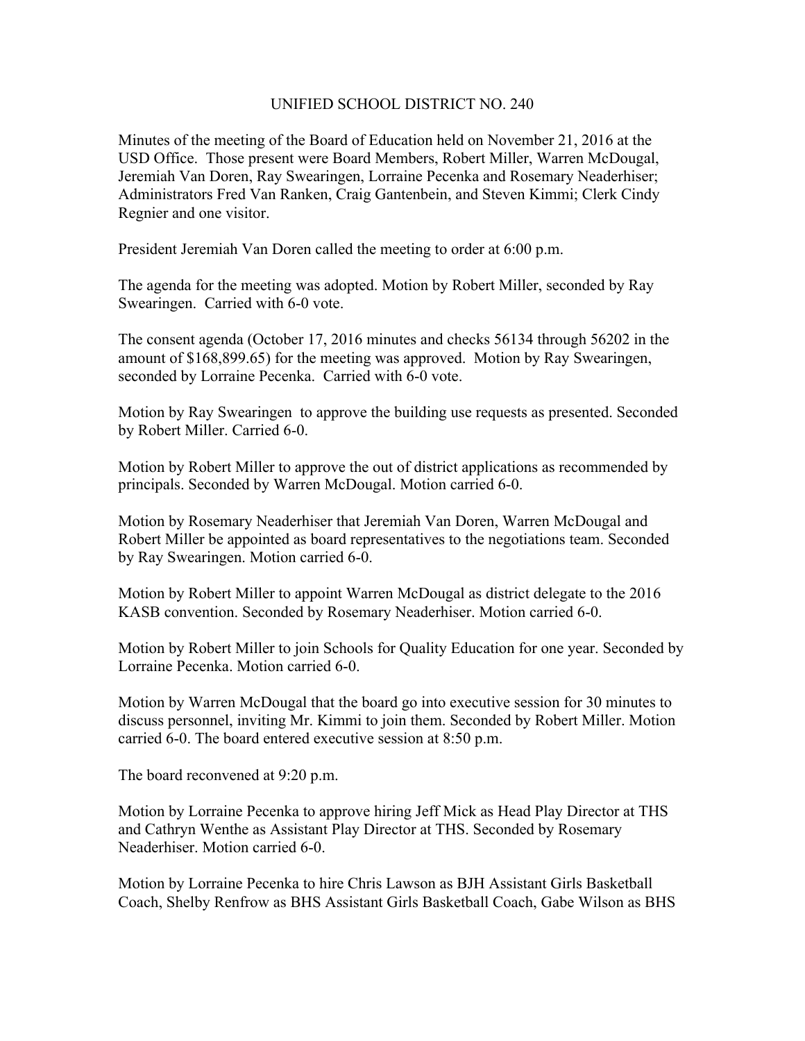# UNIFIED SCHOOL DISTRICT NO. 240

Minutes of the meeting of the Board of Education held on November 21, 2016 at the USD Office. Those present were Board Members, Robert Miller, Warren McDougal, Jeremiah Van Doren, Ray Swearingen, Lorraine Pecenka and Rosemary Neaderhiser; Administrators Fred Van Ranken, Craig Gantenbein, and Steven Kimmi; Clerk Cindy Regnier and one visitor.

President Jeremiah Van Doren called the meeting to order at 6:00 p.m.

The agenda for the meeting was adopted. Motion by Robert Miller, seconded by Ray Swearingen. Carried with 6-0 vote.

The consent agenda (October 17, 2016 minutes and checks 56134 through 56202 in the amount of $168,899.65) for the meeting was approved. Motion by Ray Swearingen, seconded by Lorraine Pecenka. Carried with 6-0 vote.

Motion by Ray Swearingen to approve the building use requests as presented. Seconded by Robert Miller. Carried 6-0.

Motion by Robert Miller to approve the out of district applications as recommended by principals. Seconded by Warren McDougal. Motion carried 6-0.

Motion by Rosemary Neaderhiser that Jeremiah Van Doren, Warren McDougal and Robert Miller be appointed as board representatives to the negotiations team. Seconded by Ray Swearingen. Motion carried 6-0.

Motion by Robert Miller to appoint Warren McDougal as district delegate to the 2016 KASB convention. Seconded by Rosemary Neaderhiser. Motion carried 6-0.

Motion by Robert Miller to join Schools for Quality Education for one year. Seconded by Lorraine Pecenka. Motion carried 6-0.

Motion by Warren McDougal that the board go into executive session for 30 minutes to discuss personnel, inviting Mr. Kimmi to join them. Seconded by Robert Miller. Motion carried 6-0. The board entered executive session at 8:50 p.m.

The board reconvened at 9:20 p.m.

Motion by Lorraine Pecenka to approve hiring Jeff Mick as Head Play Director at THS and Cathryn Wenthe as Assistant Play Director at THS. Seconded by Rosemary Neaderhiser. Motion carried 6-0.

Motion by Lorraine Pecenka to hire Chris Lawson as BJH Assistant Girls Basketball Coach, Shelby Renfrow as BHS Assistant Girls Basketball Coach, Gabe Wilson as BHS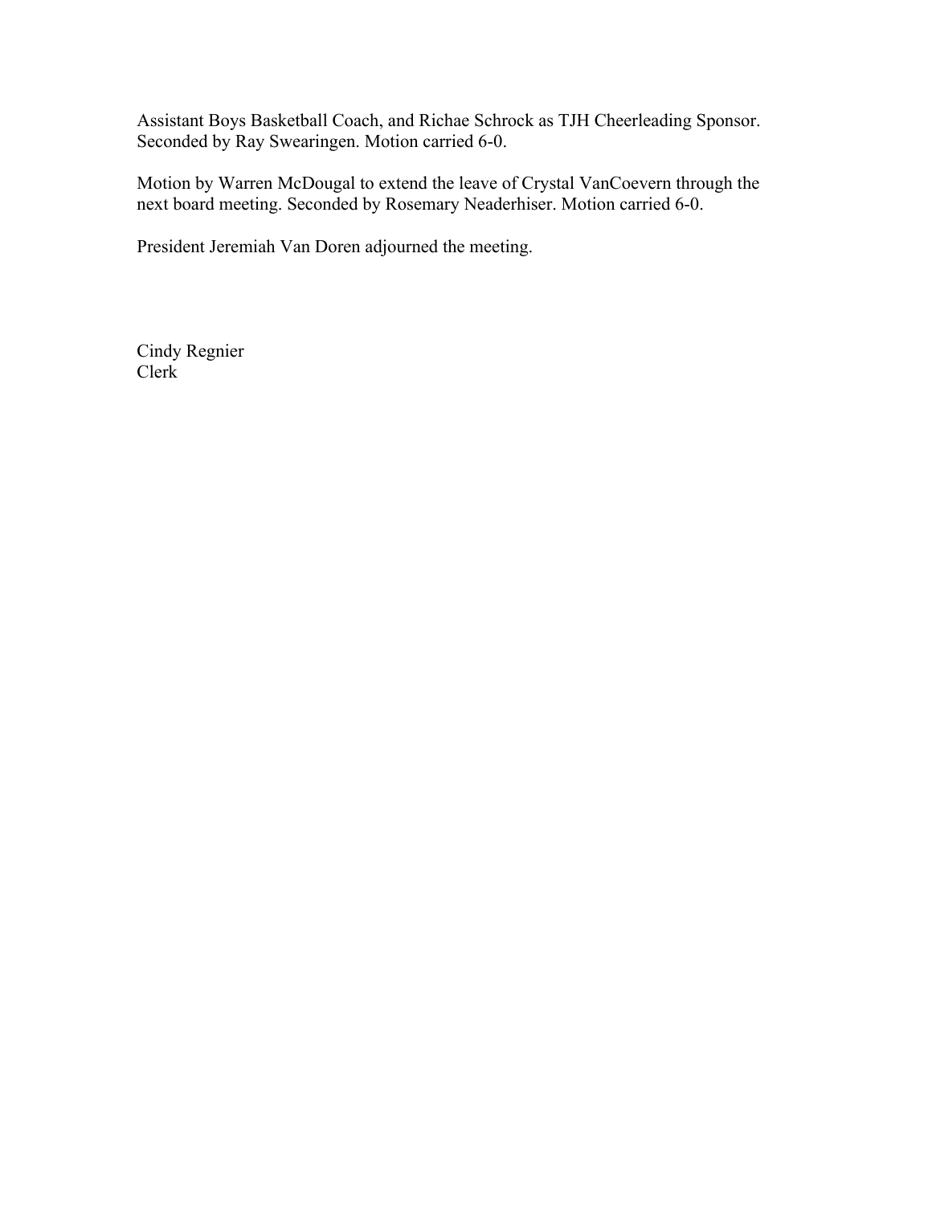Assistant Boys Basketball Coach, and Richae Schrock as TJH Cheerleading Sponsor. Seconded by Ray Swearingen. Motion carried 6-0.

Motion by Warren McDougal to extend the leave of Crystal VanCoevern through the next board meeting. Seconded by Rosemary Neaderhiser. Motion carried 6-0.

President Jeremiah Van Doren adjourned the meeting.

Cindy Regnier
Clerk